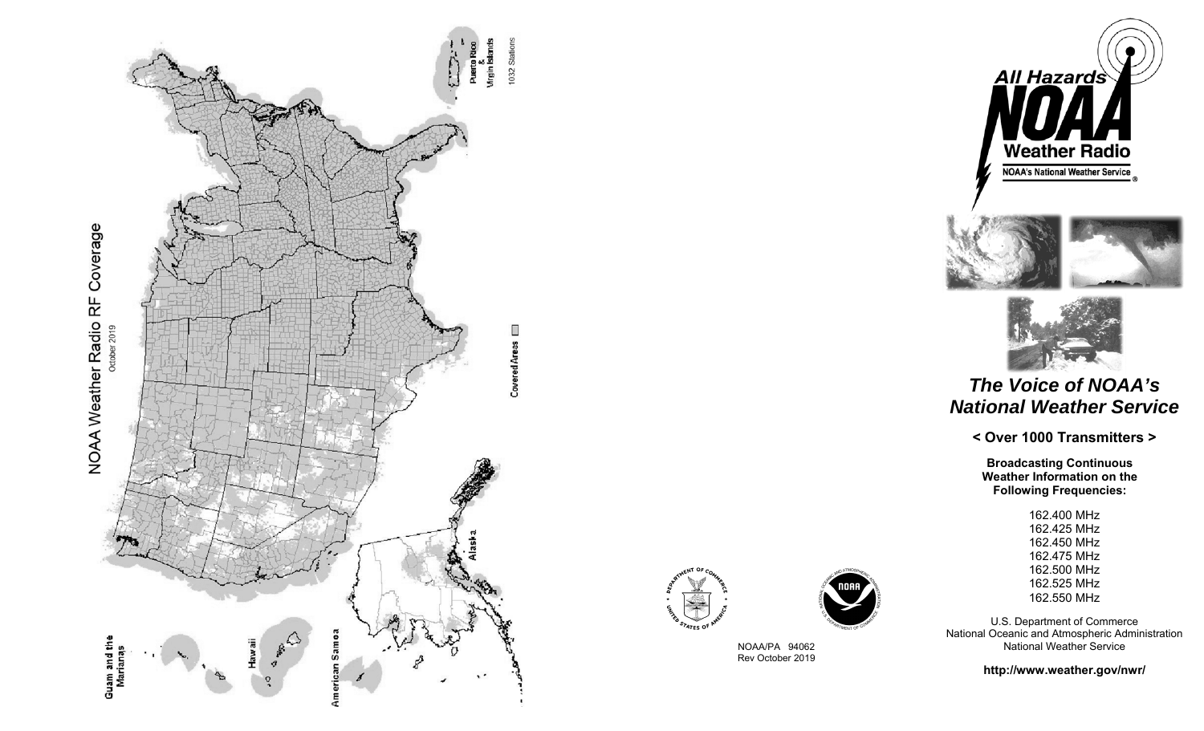# NOAA Weather Radio RF Coverage

October 2019

Covered Areas

Puerto Rico & Virgin Islands

1032 Stations

Alaska

Guam and the Marianas

Hawaii

American Samoa

NOAA/PA 94062
Rev October 2019

All Hazards NOAA Weather Radio

NOAA's National Weather Service

## *The Voice of NOAA's National Weather Service*

**< Over 1000 Transmitters >**

**Broadcasting Continuous Weather Information on the Following Frequencies:**

162.400 MHz
162.425 MHz
162.450 MHz
162.475 MHz
162.500 MHz
162.525 MHz
162.550 MHz

U.S. Department of Commerce
National Oceanic and Atmospheric Administration
National Weather Service

**http://www.weather.gov/nwr/**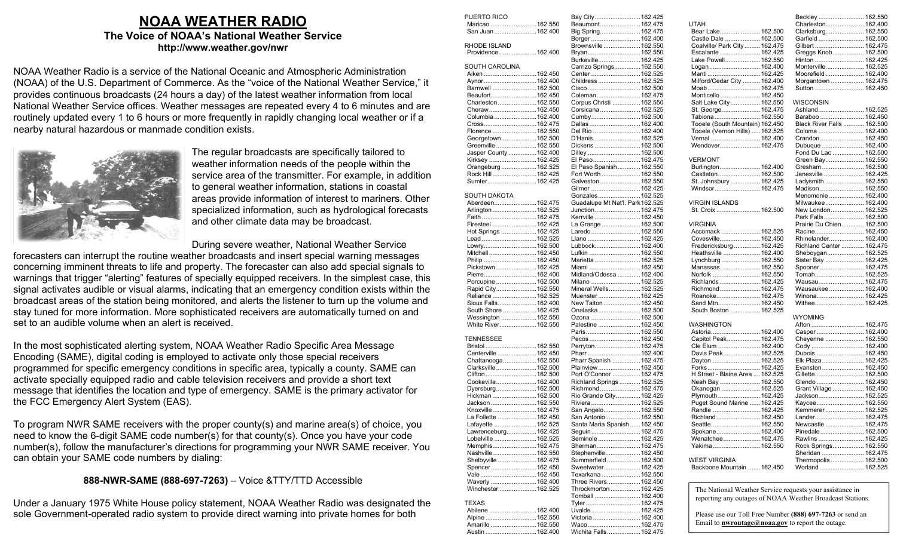# NOAA WEATHER RADIO

**The Voice of NOAA's National Weather Service**

**http://www.weather.gov/nwr**

NOAA Weather Radio is a service of the National Oceanic and Atmospheric Administration (NOAA) of the U.S. Department of Commerce. As the "voice of the National Weather Service," it provides continuous broadcasts (24 hours a day) of the latest weather information from local National Weather Service offices. Weather messages are repeated every 4 to 6 minutes and are routinely updated every 1 to 6 hours or more frequently in rapidly changing local weather or if a nearby natural hazardous or manmade condition exists.

The regular broadcasts are specifically tailored to weather information needs of the people within the service area of the transmitter. For example, in addition to general weather information, stations in coastal areas provide information of interest to mariners. Other specialized information, such as hydrological forecasts and other climate data may be broadcast.

During severe weather, National Weather Service forecasters can interrupt the routine weather broadcasts and insert special warning messages concerning imminent threats to life and property. The forecaster can also add special signals to warnings that trigger "alerting" features of specially equipped receivers. In the simplest case, this signal activates audible or visual alarms, indicating that an emergency condition exists within the broadcast areas of the station being monitored, and alerts the listener to turn up the volume and stay tuned for more information. More sophisticated receivers are automatically turned on and set to an audible volume when an alert is received.

In the most sophisticated alerting system, NOAA Weather Radio Specific Area Message Encoding (SAME), digital coding is employed to activate only those special receivers programmed for specific emergency conditions in specific area, typically a county. SAME can activate specially equipped radio and cable television receivers and provide a short text message that identifies the location and type of emergency. SAME is the primary activator for the FCC Emergency Alert System (EAS).

To program NWR SAME receivers with the proper county(s) and marine area(s) of choice, you need to know the 6-digit SAME code number(s) for that county(s). Once you have your code number(s), follow the manufacturer's directions for programming your NWR SAME receiver. You can obtain your SAME code numbers by dialing:

**888-NWR-SAME (888-697-7263)** – Voice &TTY/TTD Accessible

Under a January 1975 White House policy statement, NOAA Weather Radio was designated the sole Government-operated radio system to provide direct warning into private homes for both

**PUERTO RICO**
- Maricao ..... 162.550
- San Juan ..... 162.475

**RHODE ISLAND**
- Providence ..... 162.400

**SOUTH CAROLINA**
- Aiken ..... 162.450
- Aynor ..... 162.400
- Barnwell ..... 162.500
- Beaufort ..... 162.450
- Charleston ..... 162.550
- Cheraw ..... 162.450
- Columbia ..... 162.400
- Cross ..... 162.475
- Florence ..... 162.550
- Georgetown ..... 162.500
- Greenville ..... 162.550
- Jasper County ..... 162.400
- Kirksey ..... 162.425
- Orangeburg ..... 162.525
- Rock Hill ..... 162.425
- Sumter ..... 162.425

**SOUTH DAKOTA**
- Aberdeen ..... 162.475
- Arlington ..... 162.525
- Faith ..... 162.475
- Firesteel ..... 162.425
- Hot Springs ..... 162.425
- Lead ..... 162.525
- Lowry ..... 162.500
- Mitchell ..... 162.450
- Philip ..... 162.450
- Pickstown ..... 162.425
- Pierre ..... 162.400
- Porcupine ..... 162.500
- Rapid City ..... 162.550
- Reliance ..... 162.525
- Sioux Falls ..... 162.400
- South Shore ..... 162.425
- Wessington ..... 162.500
- White River ..... 162.550

**TENNESSEE**
- Bristol ..... 162.550
- Centerville ..... 162.450
- Chattanooga ..... 162.550
- Clarksville ..... 162.500
- Clifton ..... 162.500
- Cookeville ..... 162.400
- Dyersburg ..... 162.500
- Hickman ..... 162.500
- Jackson ..... 162.550
- Knoxville ..... 162.475
- La Follette ..... 162.450
- Lafayette ..... 162.525
- Lawrenceburg ..... 162.425
- Lobelville ..... 162.425
- Memphis ..... 162.475
- Nashville ..... 162.550
- Shelbyville ..... 162.475
- Spencer ..... 162.450
- Vale ..... 162.450
- Waverly ..... 162.400
- Winchester ..... 162.525

**TEXAS**
- Abilene ..... 162.400
- Alpine ..... 162.550
- Amarillo ..... 162.550
- Austin ..... 162.400
- Bay City ..... 162.425
- Beaumont ..... 162.475
- Big Spring ..... 162.475
- Borger ..... 162.400
- Brownsville ..... 162.550
- Bryan ..... 162.550
- Burkeville ..... 162.425
- Carrizo Springs ..... 162.550
- Center ..... 162.525
- Childress ..... 162.525
- Cisco ..... 162.500
- Coleman ..... 162.475
- Corpus Christi ..... 162.550
- Corsicana ..... 162.525
- Cumby ..... 162.500
- Dallas ..... 162.400
- Del Rio ..... 162.400
- D'Hanis ..... 162.525
- Dickens ..... 162.500
- Dilley ..... 162.500
- El Paso ..... 162.475
- El Paso Spanish ..... 162.550
- Fort Worth ..... 162.550
- Galveston ..... 162.550
- Gilmer ..... 162.425
- Gonzales ..... 162.525
- Guadalupe Mt Nat'l. Park 162.525
- Junction ..... 162.475
- Kerrville ..... 162.450
- La Grange ..... 162.500
- Laredo ..... 162.550
- Llano ..... 162.425
- Lubbock ..... 162.400
- Lufkin ..... 162.550
- Marietta ..... 162.525
- Miami ..... 162.500
- Midland/Odessa ..... 162.400
- Milano ..... 162.525
- Mineral Wells ..... 162.525
- Muenster ..... 162.425
- New Taiton ..... 162.450
- Onalaska ..... 162.500
- Ozona ..... 162.500
- Palestine ..... 162.450
- Paris ..... 162.550
- Pecos ..... 162.450
- Perryton ..... 162.475
- Pharr ..... 162.400
- Pharr Spanish ..... 162.475
- Plainview ..... 162.450
- Port O'Connor ..... 162.475
- Richland Springs ..... 162.525
- Richmond ..... 162.475
- Rio Grande City ..... 162.425
- Riviera ..... 162.525
- San Angelo ..... 162.550
- San Antonio ..... 162.550
- Santa Maria Spanish ..... 162.450
- Seguin ..... 162.475
- Seminole ..... 162.425
- Sherman ..... 162.475
- Stephenville ..... 162.450
- Summerfield ..... 162.500
- Sweetwater ..... 162.425
- Texarkana ..... 162.550
- Three Rivers ..... 162.450
- Throckmorton ..... 162.425
- Tomball ..... 162.400
- Tyler ..... 162.475
- Uvalde ..... 162.425
- Victoria ..... 162.400
- Waco ..... 162.475
- Wichita Falls ..... 162.475

**UTAH**
- Bear Lake ..... 162.500
- Castle Dale ..... 162.500
- Coalville/ Park City ..... 162.475
- Escalante ..... 162.425
- Lake Powell ..... 162.550
- Logan ..... 162.400
- Manti ..... 162.425
- Milford/Cedar City ..... 162.400
- Moab ..... 162.475
- Monticello ..... 162.450
- Salt Lake City ..... 162.550
- St. George ..... 162.475
- Tabiona ..... 162.550
- Tooele (South Mountain) 162.450
- Tooele (Vernon Hills) ..... 162.525
- Vernal ..... 162.400
- Wendover ..... 162.475

**VERMONT**
- Burlington ..... 162.400
- Castleton ..... 162.500
- St. Johnsbury ..... 162.425
- Windsor ..... 162.475

**VIRGIN ISLANDS**
- St. Croix ..... 162.500

**VIRGINIA**
- Accomack ..... 162.525
- Covesville ..... 162.450
- Fredericksburg ..... 162.425
- Heathsville ..... 162.400
- Lynchburg ..... 162.550
- Manassas ..... 162.550
- Norfolk ..... 162.550
- Richlands ..... 162.425
- Richmond ..... 162.475
- Roanoke ..... 162.475
- Sand Mtn ..... 162.450
- South Boston ..... 162.525

**WASHINGTON**
- Astoria ..... 162.400
- Capitol Peak ..... 162.475
- Cle Elum ..... 162.400
- Davis Peak ..... 162.525
- Dayton ..... 162.525
- Forks ..... 162.425
- H Street - Blaine Area ..... 162.525
- Neah Bay ..... 162.550
- Okanogan ..... 162.525
- Plymouth ..... 162.425
- Puget Sound Marine ..... 162.425
- Randle ..... 162.425
- Richland ..... 162.450
- Seattle ..... 162.550
- Spokane ..... 162.400
- Wenatchee ..... 162.475
- Yakima ..... 162.550

**WEST VIRGINIA**
- Backbone Mountain ..... 162.450
- Beckley ..... 162.550
- Charleston ..... 162.400
- Clarksburg ..... 162.550
- Garfield ..... 162.500
- Gilbert ..... 162.475
- Greggs Knob ..... 162.500
- Hinton ..... 162.425
- Monterville ..... 162.525
- Moorefield ..... 162.400
- Morgantown ..... 162.475
- Sutton ..... 162.450

**WISCONSIN**
- Ashland ..... 162.525
- Baraboo ..... 162.450
- Black River Falls ..... 162.500
- Coloma ..... 162.400
- Crandon ..... 162.450
- Dubuque ..... 162.400
- Fond Du Lac ..... 162.500
- Green Bay ..... 162.550
- Gresham ..... 162.500
- Janesville ..... 162.425
- Ladysmith ..... 162.550
- Madison ..... 162.550
- Menomonie ..... 162.400
- Milwaukee ..... 162.400
- New London ..... 162.525
- Park Falls ..... 162.500
- Prairie Du Chien ..... 162.500
- Racine ..... 162.450
- Rhinelander ..... 162.400
- Richland Center ..... 162.475
- Sheboygan ..... 162.525
- Sister Bay ..... 162.425
- Spooner ..... 162.475
- Tomah ..... 162.525
- Wausau ..... 162.475
- Wausaukee ..... 162.400
- Winona ..... 162.425
- Withee ..... 162.425

**WYOMING**
- Afton ..... 162.475
- Casper ..... 162.400
- Cheyenne ..... 162.550
- Cody ..... 162.400
- Dubois ..... 162.450
- Elk Plaza ..... 162.425
- Evanston ..... 162.450
- Gillette ..... 162.500
- Glendo ..... 162.450
- Grant Village ..... 162.450
- Jackson ..... 162.525
- Kaycee ..... 162.550
- Kemmerer ..... 162.525
- Lander ..... 162.475
- Newcastle ..... 162.475
- Pinedale ..... 162.500
- Rawlins ..... 162.425
- Rock Springs ..... 162.550
- Sheridan ..... 162.475
- Thermopolis ..... 162.500
- Worland ..... 162.525

The National Weather Service requests your assistance in reporting any outages of NOAA Weather Broadcast Stations.

Please use our Toll Free Number **(888) 697-7263** or send an Email to **nwroutage@noaa.gov** to report the outage.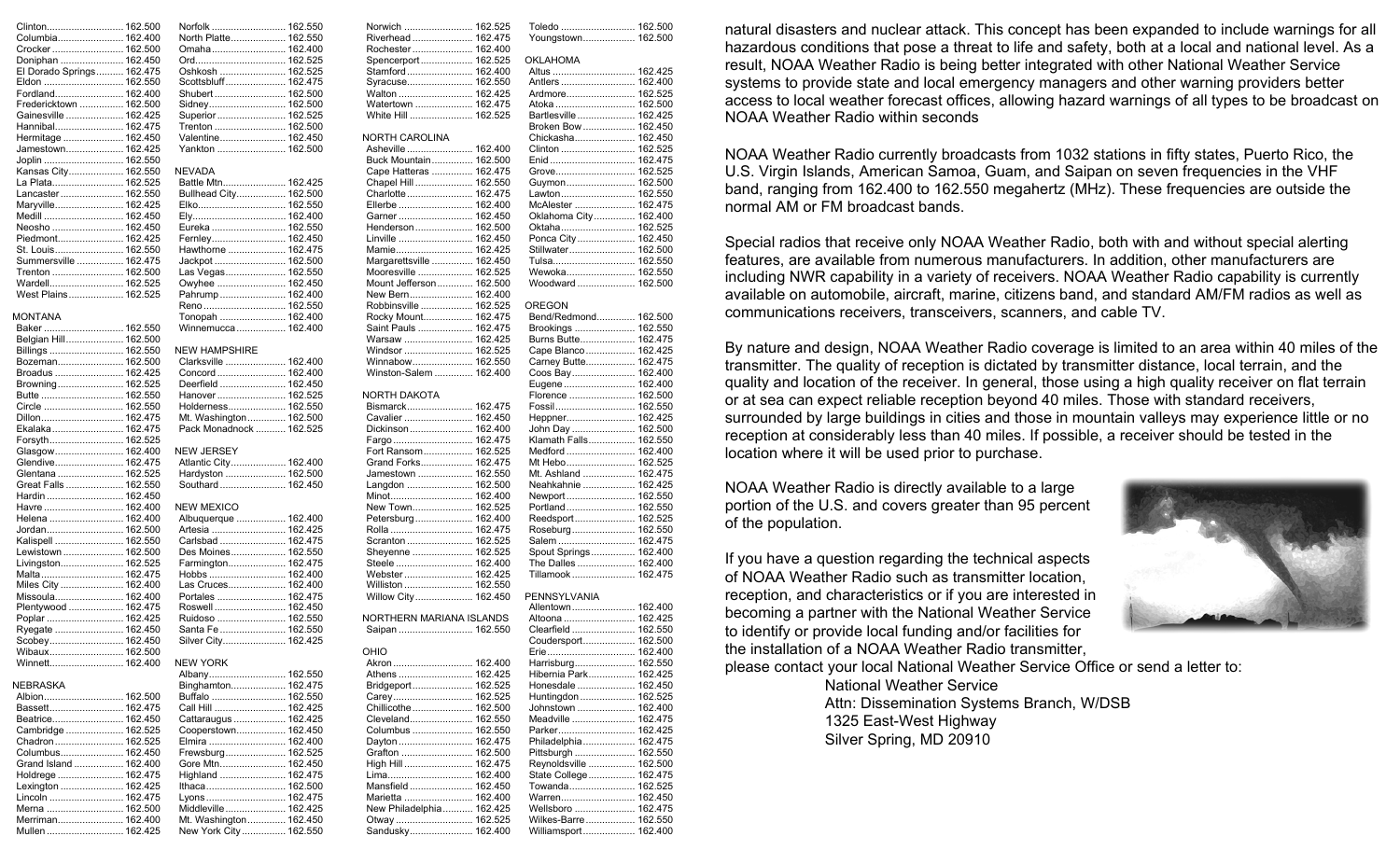Clinton........................ 162.500
Columbia...................... 162.400
Crocker........................ 162.500
Doniphan ..................... 162.450
El Dorado Springs.......... 162.475
Eldon ........................... 162.550
Fordland....................... 162.400
Fredericktown .............. 162.500
Gainesville ................... 162.400
Hannibal....................... 162.475
Hermitage .................... 162.450
Jamestown.................... 162.425
Joplin .......................... 162.550
Kansas City.................. 162.550
La Plata....................... 162.525
Lancaster .................... 162.550
Maryville....................... 162.425
Medill ........................... 162.450
Neosho ........................ 162.450
Piedmont...................... 162.425
St. Louis....................... 162.550
Summersville ............... 162.450
Trenton ........................ 162.500
Wardell......................... 162.525
West Plains.................. 162.525

MONTANA

Baker ........................... 162.550
Belgian Hill.................... 162.500
Billings ......................... 162.550
Bozeman....................... 162.500
Broadus ....................... 162.425
Browning...................... 162.525
Butte ............................ 162.550
Circle ........................... 162.550
Dillon............................ 162.475
Ekalaka ........................ 162.475
Forsyth......................... 162.525
Glasgow....................... 162.400
Glendive....................... 162.475
Glentana ...................... 162.525
Great Falls ................... 162.550
Hardin .......................... 162.450
Havre ........................... 162.400
Helena ......................... 162.400
Jordan.......................... 162.500
Kalispell ....................... 162.550
Lewistown .................... 162.500
Livingston..................... 162.525
Malta ............................ 162.475
Miles City ..................... 162.400
Missoula....................... 162.400
Plentywood .................. 162.475
Poplar .......................... 162.425
Ryegate ....................... 162.450
Scobey......................... 162.450
Wibaux......................... 162.500
Winnett......................... 162.400

NEBRASKA

Albion........................... 162.500
Bassett......................... 162.475
Beatrice ....................... 162.450
Cambridge ................... 162.525
Chadron....................... 162.525
Columbus..................... 162.450
Grand Island ................ 162.400
Holdrege ...................... 162.475
Lexington ..................... 162.425
Lincoln ......................... 162.475
Merna .......................... 162.500
Merriman...................... 162.400
Mullen .......................... 162.425
Norfolk ......................... 162.550
North Platte.................. 162.550
Omaha ......................... 162.400
Ord............................... 162.525
Oshkosh ...................... 162.525
Scottsbluff.................... 162.475
Shubert ........................ 162.500
Sidney.......................... 162.500
Superior ....................... 162.525
Trenton ........................ 162.500
Valentine...................... 162.450
Yankton ....................... 162.500

NEVADA

Battle Mtn..................... 162.425
Bullhead City................ 162.500
Elko.............................. 162.550
Ely................................ 162.400
Eureka ......................... 162.550
Fernley......................... 162.450
Hawthorne ................... 162.475
Jackpot ........................ 162.500
Las Vegas.................... 162.550
Owyhee ....................... 162.450
Pahrump ...................... 162.400
Reno ............................ 162.550
Tonopah ...................... 162.400
Winnemucca ................ 162.400

NEW HAMPSHIRE

Clarksville .................... 162.400
Concord ....................... 162.400
Deerfield ...................... 162.450
Hanover ....................... 162.525
Holderness................... 162.550
Mt. Washington ............ 162.500
Pack Monadnock .......... 162.525

NEW JERSEY

Atlantic City.................. 162.400
Hardyston .................... 162.500
Southard ...................... 162.450

NEW MEXICO

Albuquerque ................ 162.400
Artesia ......................... 162.425
Carlsbad ...................... 162.475
Des Moines.................. 162.550
Farmington................... 162.475
Hobbs .......................... 162.400
Las Cruces................... 162.400
Portales ....................... 162.475
Roswell ........................ 162.450
Ruidoso ....................... 162.550
Santa Fe ...................... 162.550
Silver City..................... 162.425

NEW YORK

Albany.......................... 162.550
Binghamton.................. 162.475
Buffalo ......................... 162.550
Call Hill ........................ 162.425
Cattaraugus ................. 162.425
Cooperstown................ 162.450
Elmira .......................... 162.400
Frewsburg.................... 162.525
Gore Mtn...................... 162.450
Highland ...................... 162.475
Ithaca........................... 162.500
Lyons........................... 162.475
Middleville ................... 162.425
Mt. Washington ............ 162.450
New York City .............. 162.550
Norwich ....................... 162.525
Riverhead .................... 162.475
Rochester .................... 162.400
Spencerport.................. 162.525
Stamford ...................... 162.400
Syracuse...................... 162.550
Walton ......................... 162.425
Watertown ................... 162.475
White Hill ..................... 162.525

NORTH CAROLINA

Asheville ...................... 162.400
Buck Mountain.............. 162.500
Cape Hatteras .............. 162.475
Chapel Hill ................... 162.550
Charlotte ...................... 162.475
Ellerbe ......................... 162.400
Garner ......................... 162.450
Henderson ................... 162.500
Linville ......................... 162.450
Mamie.......................... 162.425
Margarettsville ............. 162.450
Mooresville .................. 162.525
Mount Jefferson ........... 162.500
New Bern..................... 162.400
Robbinsville ................. 162.525
Rocky Mount................ 162.475
Saint Pauls .................. 162.475
Warsaw ....................... 162.425
Windsor ....................... 162.525
Winnabow.................... 162.550
Winston-Salem ............ 162.400

NORTH DAKOTA

Bismarck...................... 162.475
Cavalier ....................... 162.450
Dickinson ..................... 162.400
Fargo ........................... 162.475
Fort Ransom ................ 162.525
Grand Forks................. 162.475
Jamestown .................. 162.550
Langdon ...................... 162.500
Minot............................ 162.400
New Town.................... 162.525
Petersburg ................... 162.400
Rolla ............................ 162.475
Scranton ...................... 162.525
Sheyenne .................... 162.525
Steele .......................... 162.400
Webster ....................... 162.425
Williston ....................... 162.550
Willow City................... 162.450

NORTHERN MARIANA ISLANDS

Saipan ......................... 162.550

OHIO

Akron ........................... 162.400
Athens ......................... 162.500
Bridgeport .................... 162.525
Carey............................ 162.525
Chillicothe .................... 162.500
Cleveland..................... 162.550
Columbus .................... 162.550
Dayton ......................... 162.475
Grafton ........................ 162.500
High Hill ....................... 162.475
Lima............................. 162.400
Mansfield ..................... 162.450
Marietta ....................... 162.400
New Philadelphia.......... 162.425
Otway .......................... 162.525
Sandusky..................... 162.400
Toledo ......................... 162.500
Youngstown................. 162.500

OKLAHOMA

Altus ............................ 162.425
Antlers ......................... 162.400
Ardmore....................... 162.525
Atoka ........................... 162.500
Bartlesville .................. 162.425
Broken Bow ................. 162.450
Chickasha.................... 162.450
Clinton ......................... 162.525
Enid ............................. 162.475
Grove........................... 162.525
Guymon........................ 162.500
Lawton......................... 162.550
McAlester .................... 162.475
Oklahoma City ............. 162.400
Oktaha ......................... 162.525
Ponca City ................... 162.450
Stillwater ..................... 162.500
Tulsa............................ 162.550
Wewoka ....................... 162.550
Woodward ................... 162.500

OREGON

Bend/Redmond............ 162.500
Brookings .................... 162.550
Burns Butte.................. 162.475
Cape Blanco ................ 162.425
Carney Butte................ 162.475
Coos Bay ..................... 162.400
Eugene ........................ 162.400
Florence ...................... 162.500
Fossil........................... 162.550
Heppner....................... 162.425
John Day ..................... 162.500
Klamath Falls............... 162.550
Medford ....................... 162.400
Mt Hebo....................... 162.525
Mt. Ashland ................. 162.475
Neahkahnie ................. 162.425
Newport ....................... 162.550
Portland ....................... 162.550
Reedsport.................... 162.525
Roseburg..................... 162.550
Salem .......................... 162.475
Spout Springs............... 162.400
The Dalles ................... 162.400
Tillamook ..................... 162.475

PENNSYLVANIA

Allentown ..................... 162.400
Altoona ........................ 162.425
Clearfield ..................... 162.550
Coudersport................. 162.500
Erie.............................. 162.400
Harrisburg.................... 162.550
Hibernia Park............... 162.425
Honesdale ................... 162.450
Huntingdon .................. 162.525
Johnstown ................... 162.400
Meadville ..................... 162.475
Parker.......................... 162.425
Philadelphia................. 162.475
Pittsburgh .................... 162.550
Reynoldsville ............... 162.500
State College ............... 162.475
Towanda...................... 162.525
Warren......................... 162.450
Wellsboro .................... 162.475
Wilkes-Barre ................ 162.550
Williamsport ................. 162.400

natural disasters and nuclear attack. This concept has been expanded to include warnings for all hazardous conditions that pose a threat to life and safety, both at a local and national level. As a result, NOAA Weather Radio is being better integrated with other National Weather Service systems to provide state and local emergency managers and other warning providers better access to local weather forecast offices, allowing hazard warnings of all types to be broadcast on NOAA Weather Radio within seconds

NOAA Weather Radio currently broadcasts from 1032 stations in fifty states, Puerto Rico, the U.S. Virgin Islands, American Samoa, Guam, and Saipan on seven frequencies in the VHF band, ranging from 162.400 to 162.550 megahertz (MHz). These frequencies are outside the normal AM or FM broadcast bands.

Special radios that receive only NOAA Weather Radio, both with and without special alerting features, are available from numerous manufacturers. In addition, other manufacturers are including NWR capability in a variety of receivers. NOAA Weather Radio capability is currently available on automobile, aircraft, marine, citizens band, and standard AM/FM radios as well as communications receivers, transceivers, scanners, and cable TV.

By nature and design, NOAA Weather Radio coverage is limited to an area within 40 miles of the transmitter. The quality of reception is dictated by transmitter distance, local terrain, and the quality and location of the receiver. In general, those using a high quality receiver on flat terrain or at sea can expect reliable reception beyond 40 miles. Those with standard receivers, surrounded by large buildings in cities and those in mountain valleys may experience little or no reception at considerably less than 40 miles. If possible, a receiver should be tested in the location where it will be used prior to purchase.

NOAA Weather Radio is directly available to a large portion of the U.S. and covers greater than 95 percent of the population.

If you have a question regarding the technical aspects of NOAA Weather Radio such as transmitter location, reception, and characteristics or if you are interested in becoming a partner with the National Weather Service to identify or provide local funding and/or facilities for the installation of a NOAA Weather Radio transmitter, please contact your local National Weather Service Office or send a letter to:

National Weather Service
Attn: Dissemination Systems Branch, W/DSB
1325 East-West Highway
Silver Spring, MD 20910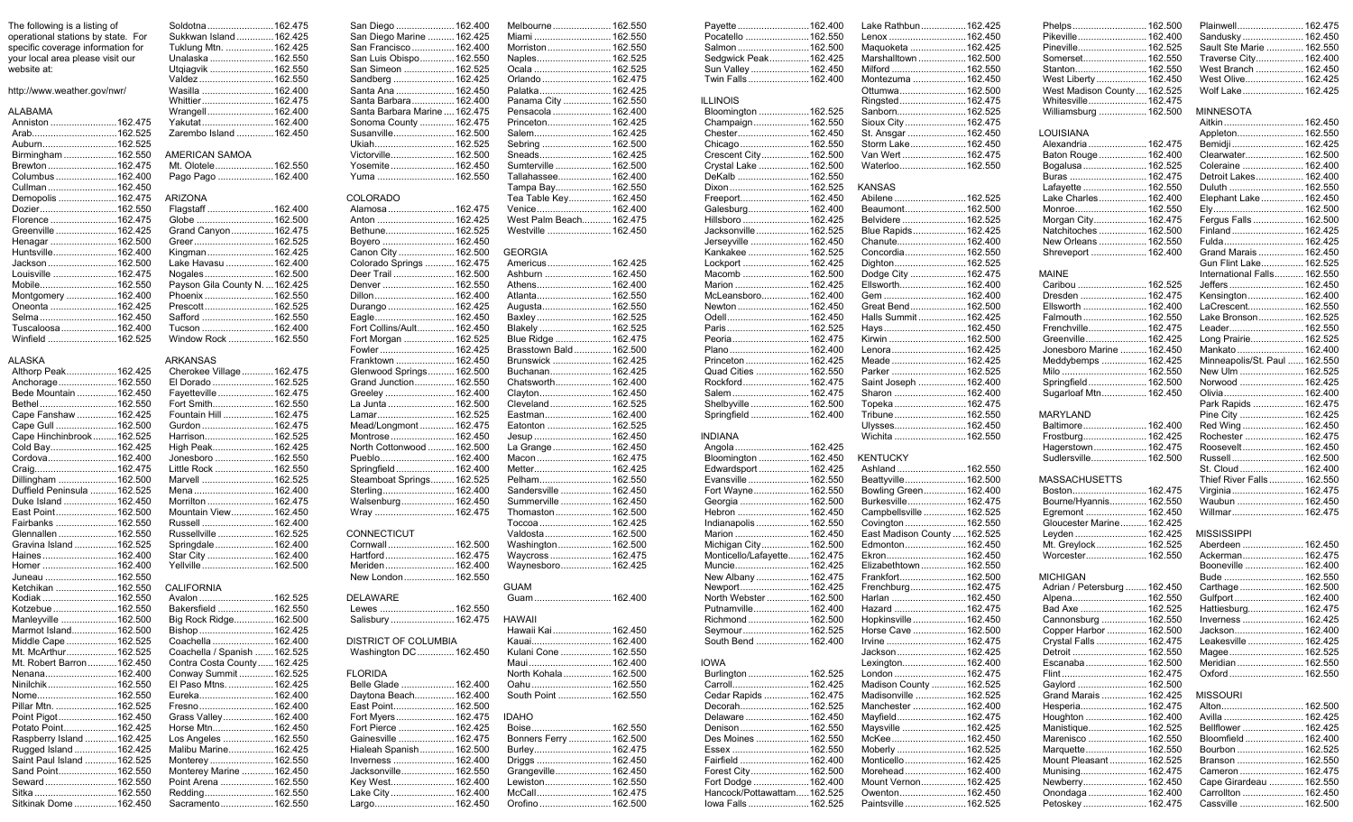The following is a listing of operational stations by state. For specific coverage information for your local area please visit our website at:

http://www.weather.gov/nwr/

## ALABAMA

| | |
|---|---|
| Anniston | 162.475 |
| Arab | 162.525 |
| Auburn | 162.525 |
| Birmingham | 162.550 |
| Brewton | 162.475 |
| Columbus | 162.400 |
| Cullman | 162.450 |
| Demopolis | 162.475 |
| Dozier | 162.550 |
| Florence | 162.475 |
| Greenville | 162.425 |
| Henagar | 162.500 |
| Huntsville | 162.400 |
| Jackson | 162.500 |
| Louisville | 162.475 |
| Mobile | 162.550 |
| Montgomery | 162.400 |
| Oneonta | 162.425 |
| Selma | 162.450 |
| Tuscaloosa | 162.400 |
| Winfield | 162.525 |

## ALASKA

| | |
|---|---|
| Althorp Peak | 162.425 |
| Anchorage | 162.550 |
| Bede Mountain | 162.450 |
| Bethel | 162.550 |
| Cape Fanshaw | 162.425 |
| Cape Gull | 162.500 |
| Cape Hinchinbrook | 162.525 |
| Cold Bay | 162.425 |
| Cordova | 162.400 |
| Craig | 162.475 |
| Dillingham | 162.400 |
| Duffield Peninsula | 162.525 |
| Duke Island | 162.450 |
| East Point | 162.500 |
| Fairbanks | 162.550 |
| Glennallen | 162.550 |
| Gravina Island | 162.525 |
| Haines | 162.400 |
| Homer | 162.400 |
| Juneau | 162.550 |
| Ketchikan | 162.550 |
| Kodiak | 162.550 |
| Kotzebue | 162.550 |
| Manleyville | 162.500 |
| Marmot Island | 162.425 |
| Middle Cape | 162.525 |
| Mt. McArthur | 162.525 |
| Mt. Robert Barron | 162.450 |
| Nenana | 162.400 |
| Ninilchik | 162.550 |
| Nome | 162.550 |
| Pillar Mtn. | 162.525 |
| Point Pigot | 162.450 |
| Potato Point | 162.425 |
| Raspberry Island | 162.425 |
| Rugged Island | 162.425 |
| Saint Paul Island | 162.525 |
| Sand Point | 162.550 |
| Seward | 162.550 |
| Sitka | 162.550 |
| Sitkinak Dome | 162.450 |
| Soldotna | 162.475 |
| Sukkwan Island | 162.425 |
| Tuklung Mtn. | 162.425 |
| Unalaska | 162.550 |
| Utqiagvik | 162.550 |
| Valdez | 162.550 |
| Wasilla | 162.400 |
| Whittier | 162.475 |
| Wrangell | 162.400 |
| Yakutat | 162.400 |
| Zarembo Island | 162.450 |

## AMERICAN SAMOA

| | |
|---|---|
| Mt. Olotele | 162.550 |
| Pago Pago | 162.400 |

## ARIZONA

| | |
|---|---|
| Flagstaff | 162.400 |
| Globe | 162.500 |
| Grand Canyon | 162.475 |
| Greer | 162.525 |
| Kingman | 162.425 |
| Lake Havasu | 162.400 |
| Nogales | 162.500 |
| Payson Gila County N. | 162.425 |
| Phoenix | 162.550 |
| Prescott | 162.525 |
| Safford | 162.550 |
| Tucson | 162.400 |
| Window Rock | 162.550 |

## ARKANSAS

| | |
|---|---|
| Cherokee Village | 162.475 |
| El Dorado | 162.525 |
| Fayetteville | 162.475 |
| Fort Smith | 162.550 |
| Gurdon | 162.475 |
| Harrison | 162.525 |
| High Peak | 162.425 |
| Jonesboro | 162.550 |
| Little Rock | 162.550 |
| Marvell | 162.525 |
| Mena | 162.400 |
| Morrilton | 162.475 |
| Mountain View | 162.450 |
| Russell | 162.400 |
| Russellville | 162.525 |
| Springdale | 162.400 |
| Star City | 162.475 |
| Yellville | 162.500 |

## CALIFORNIA

| | |
|---|---|
| Avalon | 162.525 |
| Bakersfield | 162.550 |
| Big Rock Ridge | 162.500 |
| Bishop | 162.425 |
| Coachella | 162.400 |
| Coachella / Spanish | 162.525 |
| Contra Costa County | 162.425 |
| Conway Summit | 162.525 |
| El Paso Mtns. | 162.425 |
| Eureka | 162.400 |
| Fresno | 162.400 |
| Grass Valley | 162.400 |
| Horse Mtn. | 162.450 |
| Los Angeles | 162.550 |
| Malibu Marine | 162.425 |
| Monterey | 162.550 |
| Monterey Marine | 162.450 |
| Point Arena | 162.550 |
| Redding | 162.550 |
| Sacramento | 162.550 |
| San Diego | 162.400 |
| San Diego Marine | 162.425 |
| San Francisco | 162.400 |
| San Luis Obispo | 162.550 |
| San Simeon | 162.525 |
| Sandberg | 162.425 |
| Santa Ana | 162.450 |
| Santa Barbara | 162.400 |
| Santa Barbara Marine | 162.475 |
| Sonoma County | 162.525 |
| Susanville | 162.500 |
| Ukiah | 162.525 |
| Victorville | 162.500 |
| Yosemite | 162.450 |
| Yuma | 162.550 |

## COLORADO

| | |
|---|---|
| Alamosa | 162.475 |
| Anton | 162.425 |
| Bethune | 162.525 |
| Boyero | 162.450 |
| Canon City | 162.500 |
| Colorado Springs | 162.475 |
| Deer Trail | 162.500 |
| Denver | 162.550 |
| Dillon | 162.400 |
| Durango | 162.425 |
| Eagle | 162.450 |
| Fort Collins/Ault | 162.450 |
| Fowler | 162.425 |
| Franktown | 162.450 |
| Glenwood Springs | 162.500 |
| Grand Junction | 162.550 |
| Greeley | 162.400 |
| La Junta | 162.500 |
| Lamar | 162.525 |
| Mead/Longmont | 162.475 |
| Montrose | 162.450 |
| North Cottonwood | 162.500 |
| Pueblo | 162.400 |
| Springfield | 162.400 |
| Steamboat Springs | 162.525 |
| Sterling | 162.400 |
| Walsenburg | 162.450 |
| Wray | 162.475 |

## CONNECTICUT

| | |
|---|---|
| Cornwall | 162.500 |
| Hartford | 162.475 |
| Meriden | 162.400 |
| New London | 162.550 |

## DELAWARE

| | |
|---|---|
| Lewes | 162.550 |
| Salisbury | 162.475 |

## DISTRICT OF COLUMBIA

| | |
|---|---|
| Washington DC | 162.450 |

## FLORIDA

| | |
|---|---|
| Belle Glade | 162.400 |
| Daytona Beach | 162.400 |
| East Point | 162.500 |
| Fort Myers | 162.475 |
| Fort Pierce | 162.425 |
| Gainesville | 162.475 |
| Hialeah Spanish | 162.500 |
| Inverness | 162.400 |
| Jacksonville | 162.550 |
| Key West | 162.400 |
| Lake City | 162.400 |
| Largo | 162.450 |
| Melbourne | 162.550 |
| Miami | 162.475 |
| Morriston | 162.550 |
| Naples | 162.525 |
| Ocala | 162.525 |
| Orlando | 162.475 |
| Palatka | 162.425 |
| Panama City | 162.550 |
| Pensacola | 162.400 |
| Princeton | 162.525 |
| Salem | 162.425 |
| Sebring | 162.500 |
| Sneads | 162.425 |
| Sumterville | 162.500 |
| Tallahassee | 162.400 |
| Tampa Bay | 162.550 |
| Tea Table Key | 162.450 |
| Venice | 162.400 |
| West Palm Beach | 162.475 |
| Westville | 162.450 |

## GEORGIA

| | |
|---|---|
| Americus | 162.425 |
| Ashburn | 162.450 |
| Athens | 162.400 |
| Atlanta | 162.550 |
| Augusta | 162.550 |
| Baxley | 162.525 |
| Blakely | 162.525 |
| Blue Ridge | 162.475 |
| Brasstown Bald | 162.500 |
| Brunswick | 162.425 |
| Buchanan | 162.425 |
| Chatsworth | 162.400 |
| Clayton | 162.450 |
| Cleveland | 162.525 |
| Eastman | 162.400 |
| Eatonton | 162.525 |
| Jesup | 162.450 |
| La Grange | 162.450 |
| Macon | 162.475 |
| Metter | 162.425 |
| Pelham | 162.500 |
| Sandersville | 162.450 |
| Summerville | 162.450 |
| Thomaston | 162.500 |
| Toccoa | 162.425 |
| Valdosta | 162.500 |
| Washington | 162.500 |
| Waycross | 162.475 |
| Waynesboro | 162.425 |

## GUAM

| | |
|---|---|
| Guam | 162.400 |

## HAWAII

| | |
|---|---|
| Hawaii Kai | 162.450 |
| Kauai | 162.400 |
| Kulani Cone | 162.550 |
| Maui | 162.400 |
| North Kohala | 162.500 |
| Oahu | 162.550 |
| South Point | 162.550 |

## IDAHO

| | |
|---|---|
| Boise | 162.550 |
| Bonners Ferry | 162.500 |
| Burley | 162.475 |
| Driggs | 162.450 |
| Grangeville | 162.450 |
| Lewiston | 162.550 |
| McCall | 162.475 |
| Orofino | 162.500 |
| Payette | 162.400 |
| Pocatello | 162.550 |
| Salmon | 162.500 |
| Sedgwick Peak | 162.425 |
| Sun Valley | 162.450 |
| Twin Falls | 162.400 |

## ILLINOIS

| | |
|---|---|
| Bloomington | 162.525 |
| Champaign | 162.550 |
| Chester | 162.450 |
| Chicago | 162.550 |
| Crescent City | 162.500 |
| Crystal Lake | 162.500 |
| DeKalb | 162.550 |
| Dixon | 162.525 |
| Freeport | 162.450 |
| Galesburg | 162.400 |
| Hillsboro | 162.425 |
| Jacksonville | 162.525 |
| Jerseyville | 162.450 |
| Kankakee | 162.550 |
| Lockport | 162.425 |
| Macomb | 162.500 |
| Marion | 162.425 |
| McLeansboro | 162.400 |
| Newton | 162.450 |
| Odell | 162.450 |
| Paris | 162.475 |
| Peoria | 162.475 |
| Plano | 162.400 |
| Princeton | 162.425 |
| Quad Cities | 162.550 |
| Rockford | 162.475 |
| Salem | 162.475 |
| Shelbyville | 162.500 |
| Springfield | 162.400 |

## INDIANA

| | |
|---|---|
| Angola | 162.425 |
| Bloomington | 162.450 |
| Edwardsport | 162.425 |
| Evansville | 162.550 |
| Fort Wayne | 162.450 |
| Georgia | 162.500 |
| Hebron | 162.425 |
| Indianapolis | 162.550 |
| Marion | 162.450 |
| Michigan City | 162.500 |
| Monticello/Lafayette | 162.475 |
| Muncie | 162.425 |
| New Albany | 162.475 |
| Newport | 162.425 |
| North Webster | 162.500 |
| Putnamville | 162.400 |
| Richmond | 162.500 |
| Seymour | 162.525 |
| South Bend | 162.400 |

## IOWA

| | |
|---|---|
| Burlington | 162.525 |
| Carroll | 162.425 |
| Cedar Rapids | 162.475 |
| Decorah | 162.425 |
| Delaware | 162.450 |
| Denison | 162.550 |
| Des Moines | 162.550 |
| Essex | 162.550 |
| Fairfield | 162.400 |
| Forest City | 162.500 |
| Fort Dodge | 162.400 |
| Hancock/Pottawattam | 162.525 |
| Iowa Falls | 162.525 |
| Lake Rathbun | 162.425 |
| Lenox | 162.450 |
| Maquoketa | 162.425 |
| Marshalltown | 162.500 |
| Milford | 162.550 |
| Montezuma | 162.450 |
| Ottumwa | 162.500 |
| Ringsted | 162.475 |
| Sanborn | 162.525 |
| Sioux City | 162.475 |
| St. Ansgar | 162.450 |
| Storm Lake | 162.450 |
| Van Wert | 162.475 |
| Waterloo | 162.550 |

## KANSAS

| | |
|---|---|
| Abilene | 162.525 |
| Beaumont | 162.500 |
| Belvidere | 162.525 |
| Blue Rapids | 162.425 |
| Chanute | 162.400 |
| Concordia | 162.550 |
| Dighton | 162.525 |
| Dodge City | 162.475 |
| Ellsworth | 162.400 |
| Gem | 162.400 |
| Great Bend | 162.500 |
| Halls Summit | 162.425 |
| Hays | 162.450 |
| Kirwin | 162.500 |
| Lenora | 162.425 |
| Meade | 162.425 |
| Parker | 162.525 |
| Saint Joseph | 162.400 |
| Sharon | 162.400 |
| Topeka | 162.475 |
| Tribune | 162.550 |
| Ulysses | 162.450 |
| Wichita | 162.550 |

## KENTUCKY

| | |
|---|---|
| Ashland | 162.550 |
| Beattyville | 162.500 |
| Bowling Green | 162.400 |
| Burkesville | 162.475 |
| Campbellsville | 162.525 |
| Covington | 162.550 |
| East Madison County | 162.525 |
| Edmonton | 162.450 |
| Ekron | 162.525 |
| Elizabethtown | 162.550 |
| Frankfort | 162.500 |
| Frenchburg | 162.475 |
| Harlan | 162.450 |
| Hazard | 162.475 |
| Hopkinsville | 162.450 |
| Horse Cave | 162.500 |
| Irvine | 162.475 |
| Jackson | 162.475 |
| Lexington | 162.400 |
| London | 162.475 |
| Madison County | 162.525 |
| Madisonville | 162.525 |
| Manchester | 162.475 |
| Mayfield | 162.475 |
| Maysville | 162.425 |
| McKee | 162.450 |
| Moberly | 162.525 |
| Monticello | 162.425 |
| Morehead | 162.400 |
| Mount Vernon | 162.425 |
| Owenton | 162.450 |
| Paintsville | 162.525 |
| Phelps | 162.500 |
| Pikeville | 162.400 |
| Pineville | 162.525 |
| Somerset | 162.550 |
| Stanton | 162.550 |
| West Liberty | 162.450 |
| West Madison County | 162.525 |
| Whitesville | 162.475 |
| Williamsburg | 162.500 |

## LOUISIANA

| | |
|---|---|
| Alexandria | 162.475 |
| Baton Rouge | 162.400 |
| Bogalusa | 162.525 |
| Buras | 162.475 |
| Lafayette | 162.550 |
| Lake Charles | 162.400 |
| Monroe | 162.550 |
| Morgan City | 162.475 |
| Natchitoches | 162.500 |
| New Orleans | 162.550 |
| Shreveport | 162.400 |

## MAINE

| | |
|---|---|
| Caribou | 162.525 |
| Dresden | 162.475 |
| Ellsworth | 162.400 |
| Falmouth | 162.550 |
| Frenchville | 162.475 |
| Greenville | 162.475 |
| Jonesboro Marine | 162.450 |
| Meddybemps | 162.425 |
| Milo | 162.550 |
| Springfield | 162.500 |
| Sugarloaf Mtn | 162.450 |

## MARYLAND

| | |
|---|---|
| Baltimore | 162.400 |
| Frostburg | 162.425 |
| Hagerstown | 162.475 |
| Sudlersville | 162.500 |

## MASSACHUSETTS

| | |
|---|---|
| Boston | 162.475 |
| Bourne/Hyannis | 162.550 |
| Egremont | 162.450 |
| Gloucester Marine | 162.425 |
| Leyden | 162.425 |
| Mt. Greylock | 162.525 |
| Worcester | 162.550 |

## MICHIGAN

| | |
|---|---|
| Adrian / Petersburg | 162.450 |
| Alpena | 162.550 |
| Bad Axe | 162.525 |
| Cannonsburg | 162.550 |
| Copper Harbor | 162.500 |
| Crystal Falls | 162.475 |
| Detroit | 162.550 |
| Escanaba | 162.500 |
| Flint | 162.475 |
| Gaylord | 162.500 |
| Grand Marais | 162.425 |
| Hesperia | 162.475 |
| Houghton | 162.400 |
| Manistique | 162.525 |
| Marenisco | 162.550 |
| Marquette | 162.550 |
| Mount Pleasant | 162.525 |
| Munising | 162.475 |
| Newberry | 162.475 |
| Onondaga | 162.400 |
| Petoskey | 162.475 |
| Plainwell | 162.475 |
| Sandusky | 162.450 |
| Sault Ste Marie | 162.550 |
| Traverse City | 162.400 |
| West Branch | 162.450 |
| West Olive | 162.425 |
| Wolf Lake | 162.425 |

## MINNESOTA

| | |
|---|---|
| Aitkin | 162.450 |
| Appleton | 162.550 |
| Bemidji | 162.425 |
| Clearwater | 162.500 |
| Coleraine | 162.400 |
| Detroit Lakes | 162.400 |
| Duluth | 162.550 |
| Elephant Lake | 162.450 |
| Ely | 162.500 |
| Fergus Falls | 162.500 |
| Finland | 162.425 |
| Fulda | 162.425 |
| Grand Marais | 162.450 |
| Gun Flint Lake | 162.525 |
| International Falls | 162.550 |
| Jeffers | 162.450 |
| Kensington | 162.400 |
| LaCrescent | 162.550 |
| Lake Bronson | 162.525 |
| Leader | 162.550 |
| Long Prairie | 162.525 |
| Mankato | 162.400 |
| Minneapolis/St. Paul | 162.550 |
| New Ulm | 162.525 |
| Norwood | 162.425 |
| Olivia | 162.400 |
| Park Rapids | 162.475 |
| Red Wing | 162.450 |
| Rochester | 162.475 |
| Roosevelt | 162.450 |
| Russell | 162.500 |
| St. Cloud | 162.400 |
| Thief River Falls | 162.550 |
| Virginia | 162.475 |
| Waubun | 162.450 |
| Willmar | 162.475 |

## MISSISSIPPI

| | |
|---|---|
| Aberdeen | 162.450 |
| Ackerman | 162.475 |
| Booneville | 162.400 |
| Bude | 162.550 |
| Carthage | 162.500 |
| Gulfport | 162.400 |
| Hattiesburg | 162.475 |
| Inverness | 162.425 |
| Jackson | 162.400 |
| Leakesville | 162.425 |
| Magee | 162.525 |
| Meridian | 162.550 |
| Oxford | 162.550 |

## MISSOURI

| | |
|---|---|
| Alton | 162.500 |
| Avilla | 162.425 |
| Bellflower | 162.425 |
| Bloomfield | 162.400 |
| Bourbon | 162.525 |
| Branson | 162.550 |
| Cameron | 162.475 |
| Cape Girardeau | 162.550 |
| Carrollton | 162.450 |
| Cassville | 162.500 |